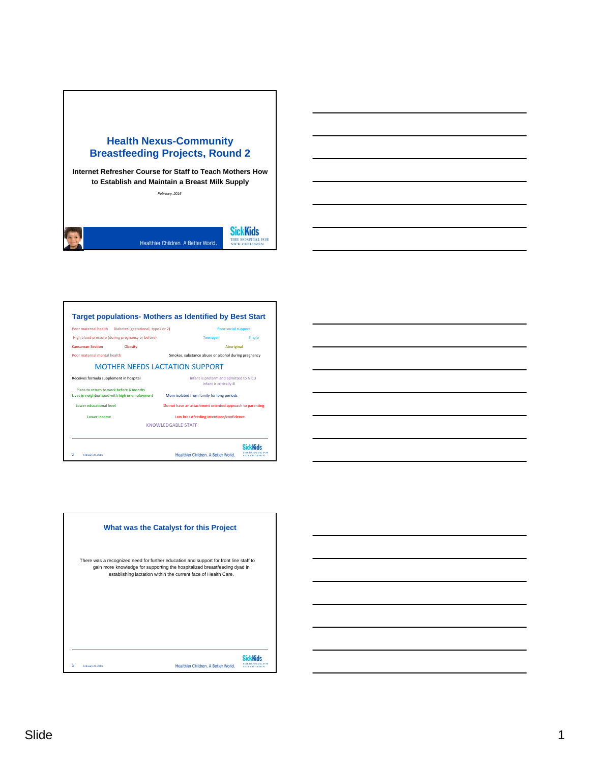# Health Nexus-Community Breastfeeding Projects, Round 2

**Internet Refresher Course for Staff to Teach Mothers How to Establish and Maintain a Breast Milk Supply**

*February, 2016*

Healthier Children. A Better World.

SickKids THE HOSPITAL FOR SICK CHILDREN

## Target populations- Mothers as Identified by Best Start

Poor maternal health Diabetes (gestational, type1 or 2) Poor social support

High blood pressure (during pregnancy or before) Teenager Single

Caesarean Section Obesity Aboriginal

Poor maternal mental health Smokes, substance abuse or alcohol during pregnancy

MOTHER NEEDS LACTATION SUPPORT

Receives formula supplement in hospital Infant is preterm and admitted to NICU

Infant is critically ill

Plans to return to work before 6 months

Lives in neighborhood with high unemployment Mom isolated from family for long periods

Lower educational level Do not have an attachment oriented approach to parenting

Lower income Low breastfeeding intentions/confidence

KNOWLEDGABLE STAFF

Healthier Children. A Better World.

## What was the Catalyst for this Project

There was a recognized need for further education and support for front line staff to gain more knowledge for supporting the hospitalized breastfeeding dyad in establishing lactation within the current face of Health Care.

Healthier Children. A Better World.

Slide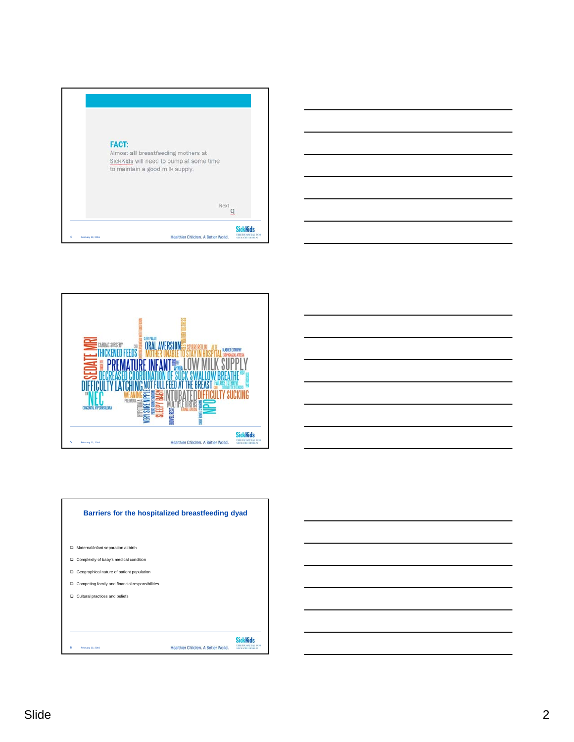**FACT:**
Almost **all** breastfeeding mothers at SickKids will need to pump at some time to maintain a good milk supply.

Next

SEDATE MRI · CARDIAC SURGERY · CLP · THICKENED FEEDS · CLEFT PALATE · ORAL AVERSION · RESPIRATORY DISTRESS · SEVERE RETLUX · ALTE · MOTHER UNABLE TO STAY IN HOSPITAL · BLADDER EXTROPHY · ESOPHAGEAL ATRESIA · PREMATURE INFANT · APNEA · LOW MILK SUPPLY · DECREASED COORDINATION OF SUCK SWALLOW BREATHE · DIFFICULTY LATCHING · NOT FULL FEED AT THE BREAST · FAILURE TO THRIVE · NEC · WEANING · PNEUMONIA · CONGENITAL HYPERINSULINEMIA · HYPOTONIA · VERY SORE NIPPLE · SLEEPY BABY · INTUBATED · DIFFICULTY SUCKING · MULTIPLE BIRTHS · BOWEL REST · NPO

## Barriers for the hospitalized breastfeeding dyad

- Maternal/infant separation at birth
- Complexity of baby's medical condition
- Geographical nature of patient population
- Competing family and financial responsibilities
- Cultural practices and beliefs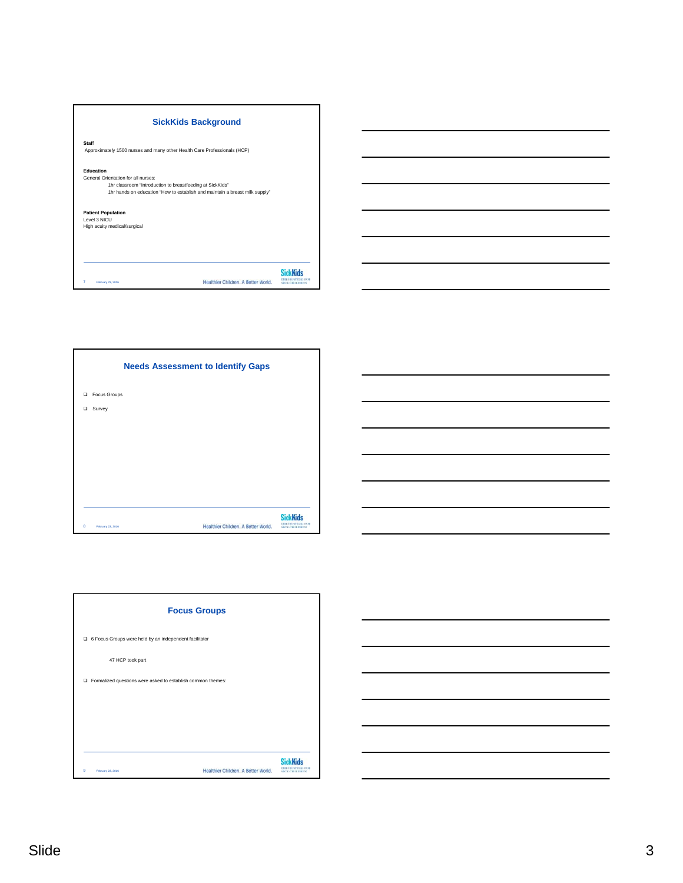## SickKids Background

**Staff**

Approximately 1500 nurses and many other Health Care Professionals (HCP)

**Education**

General Orientation for all nurses:

1hr classroom "Introduction to breastfeeding at SickKids"

1hr hands on education "How to establish and maintain a breast milk supply"

**Patient Population**

Level 3 NICU

High acuity medical/surgical

## Needs Assessment to Identify Gaps

- Focus Groups
- Survey

## Focus Groups

- 6 Focus Groups were held by an independent facilitator

  47 HCP took part

- Formalized questions were asked to establish common themes: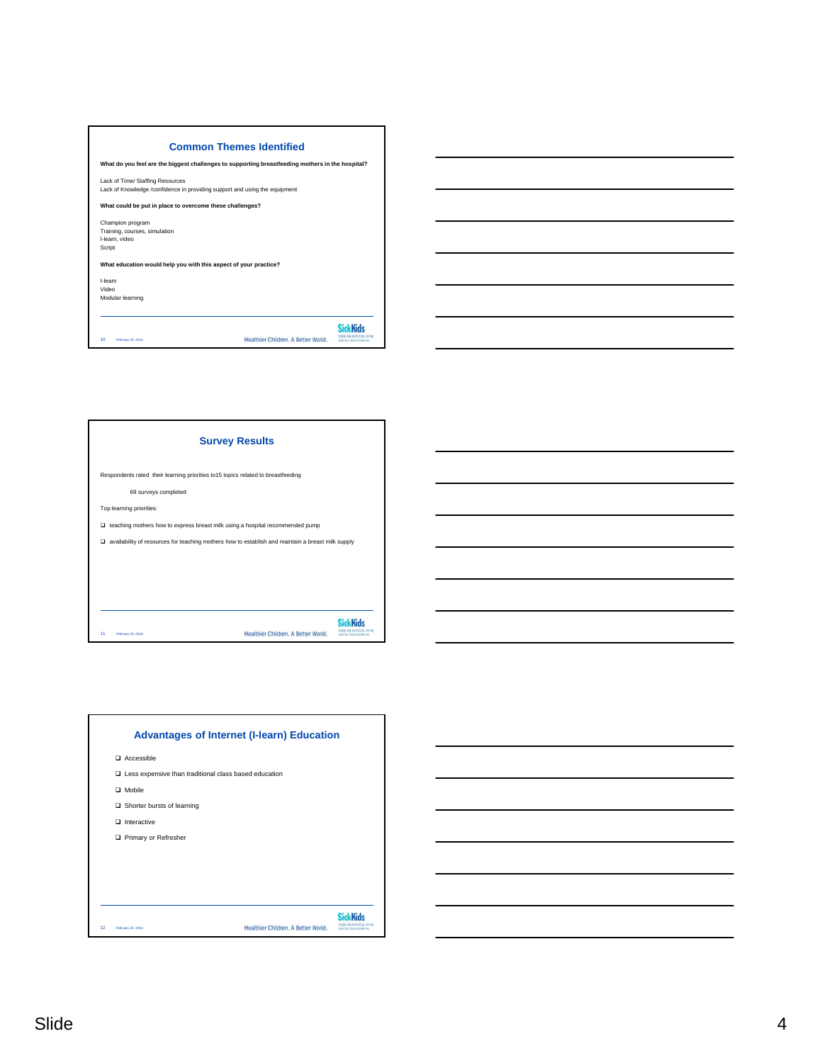## Common Themes Identified

**What do you feel are the biggest challenges to supporting breastfeeding mothers in the hospital?**

Lack of Time/ Staffing Resources
Lack of Knowledge /confidence in providing support and using the equipment

**What could be put in place to overcome these challenges?**

Champion program
Training, courses, simulation
I-learn, video
Script

**What education would help you with this aspect of your practice?**

I-learn
Video
Modular learning

## Survey Results

Respondents rated their learning priorities to15 topics related to breastfeeding

69 surveys completed

Top learning priorities:

- teaching mothers how to express breast milk using a hospital recommended pump
- availability of resources for teaching mothers how to establish and maintain a breast milk supply

## Advantages of Internet (I-learn) Education

- Accessible
- Less expensive than traditional class based education
- Mobile
- Shorter bursts of learning
- Interactive
- Primary or Refresher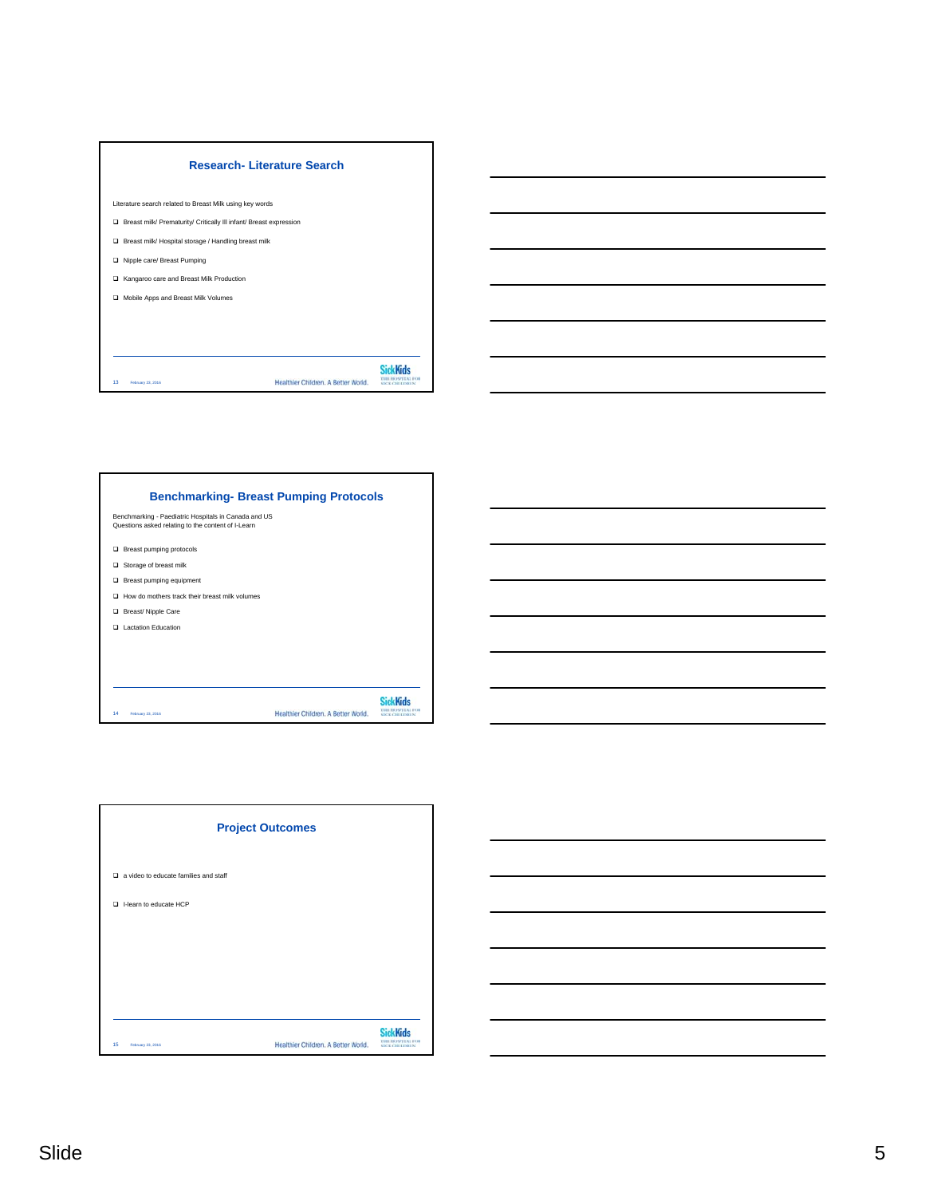## Research- Literature Search

Literature search related to Breast Milk using key words

- Breast milk/ Prematurity/ Critically Ill infant/ Breast expression
- Breast milk/ Hospital storage / Handling breast milk
- Nipple care/ Breast Pumping
- Kangaroo care and Breast Milk Production
- Mobile Apps and Breast Milk Volumes

## Benchmarking- Breast Pumping Protocols

Benchmarking - Paediatric Hospitals in Canada and US
Questions asked relating to the content of I-Learn

- Breast pumping protocols
- Storage of breast milk
- Breast pumping equipment
- How do mothers track their breast milk volumes
- Breast/ Nipple Care
- Lactation Education

## Project Outcomes

- a video to educate families and staff
- I-learn to educate HCP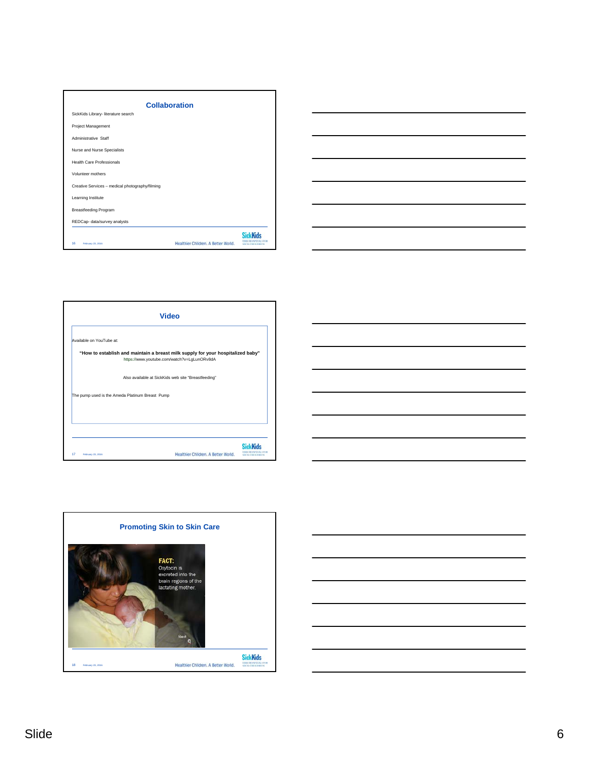## Collaboration

SickKids Library- literature search

Project Management

Administrative Staff

Nurse and Nurse Specialists

Health Care Professionals

Volunteer mothers

Creative Services – medical photography/filming

Learning Institute

Breastfeeding Program

REDCap- data/survey analysts

## Video

Available on YouTube at:

**"How to establish and maintain a breast milk supply for your hospitalized baby"**
https://www.youtube.com/watch?v=LgLunORv8dA

Also available at SickKids web site "Breastfeeding"

The pump used is the Ameda Platinum Breast Pump

## Promoting Skin to Skin Care

**FACT:**
Oxytocin is excreted into the brain regions of the lactating mother.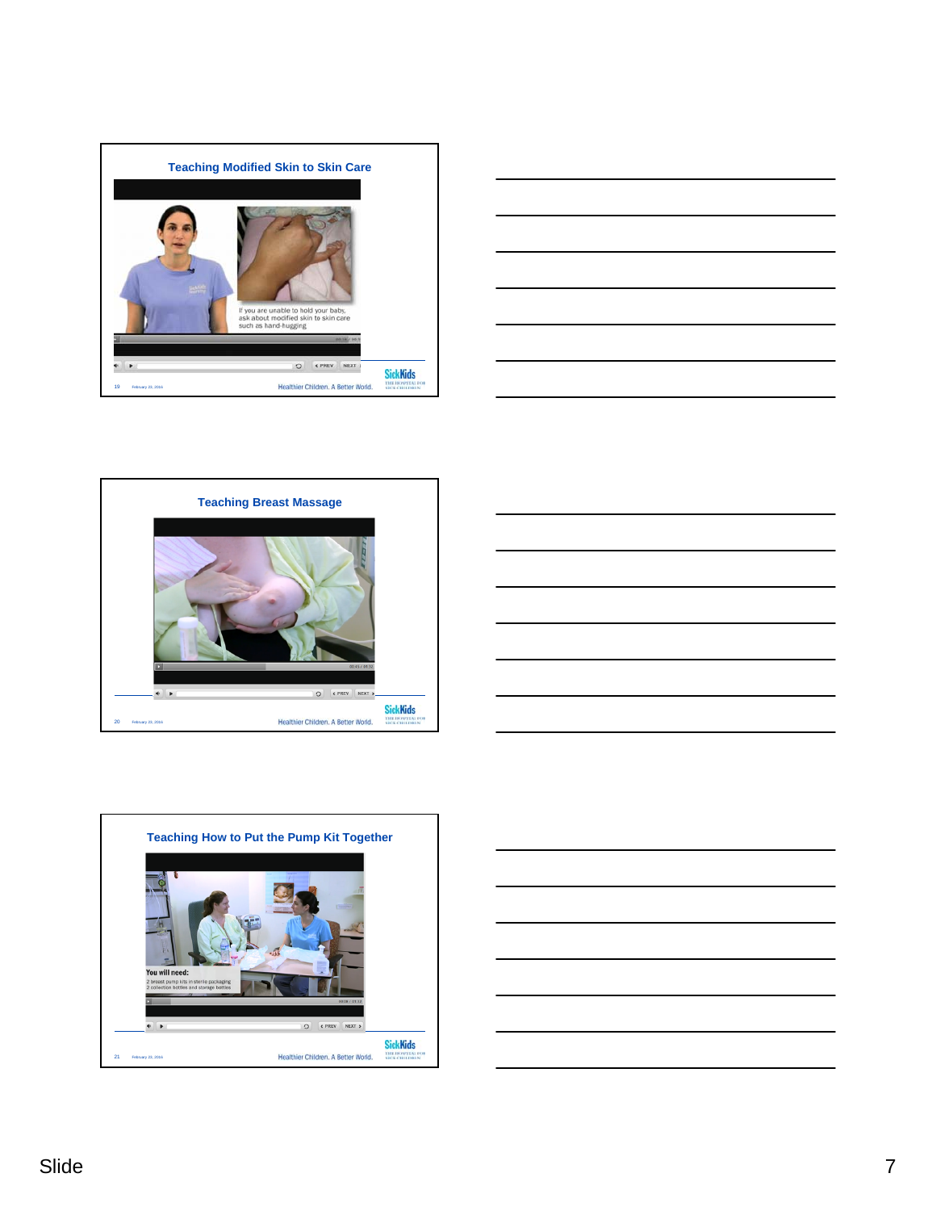## Teaching Modified Skin to Skin Care

If you are unable to hold your baby, ask about modified skin to skin care such as hand-hugging

Healthier Children. A Better World.

## Teaching Breast Massage

Healthier Children. A Better World.

## Teaching How to Put the Pump Kit Together

**You will need:**

2 breast pump kits in sterile packaging
2 collection bottles and storage bottles

Healthier Children. A Better World.

Slide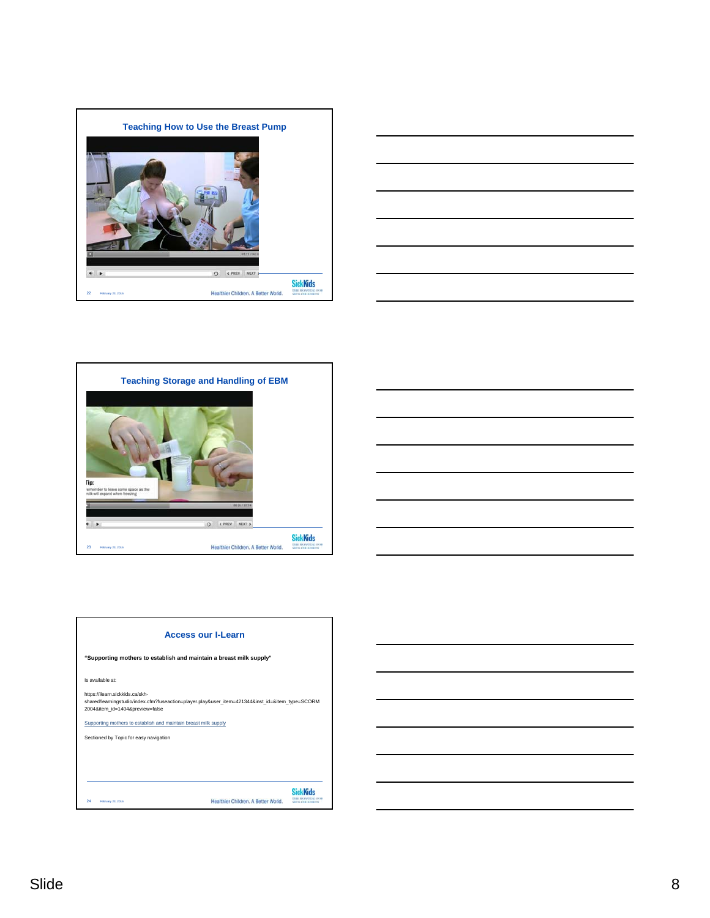## Teaching How to Use the Breast Pump

## Teaching Storage and Handling of EBM

Tip:
remember to leave some space as the milk will expand when freezing

## Access our I-Learn

**"Supporting mothers to establish and maintain a breast milk supply"**

Is available at:

https://ilearn.sickkids.ca/skh-shared/learningstudio/index.cfm?fuseaction=player.play&user_item=421344&inst_id=&item_type=SCORM 2004&item_id=1404&preview=false

Supporting mothers to establish and maintain breast milk supply

Sectioned by Topic for easy navigation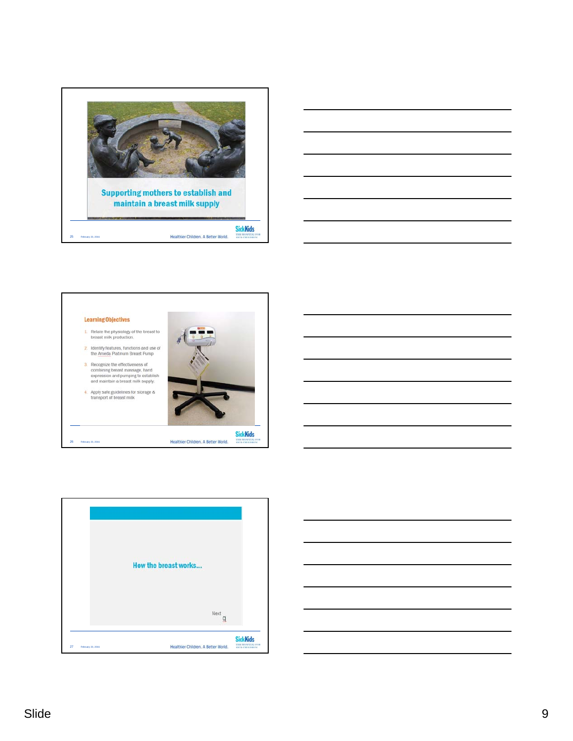Supporting mothers to establish and maintain a breast milk supply

Learning Objectives

1. Relate the physiology of the breast to breast milk production.
2. Identify features, functions and use of the Ameda Platinum Breast Pump
3. Recognize the effectiveness of combining breast massage, hand expression and pumping to establish and maintain a breast milk supply.
4. Apply safe guidelines for storage & transport of breast milk

How the breast works...

Next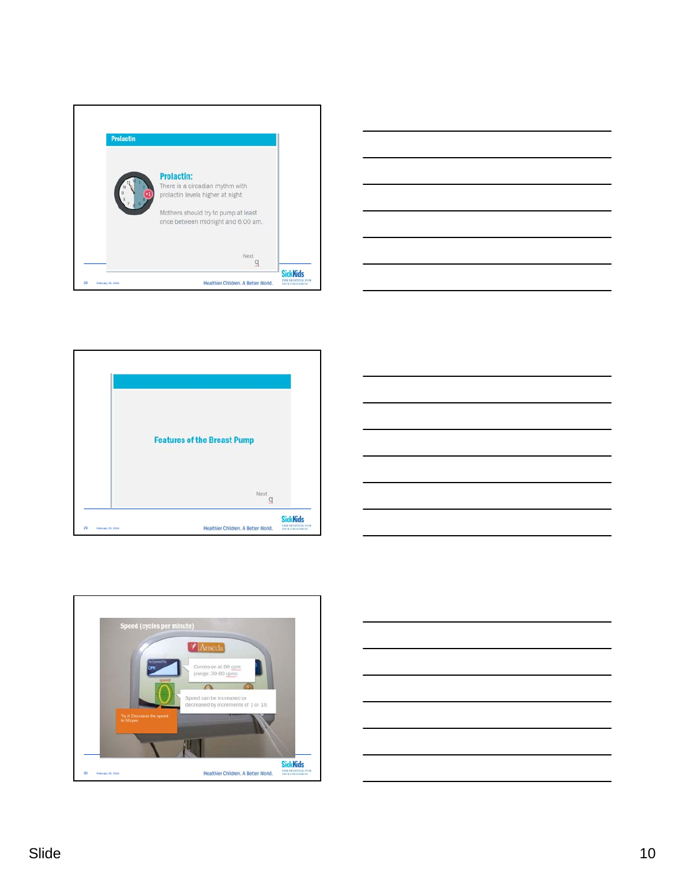## Prolactin

**Prolactin:**

There is a circadian rhythm with prolactin levels higher at night.

Mothers should try to pump at least once between midnight and 6:00 am.

Next

Healthier Children. A Better World.

---

## Features of the Breast Pump

Next

Healthier Children. A Better World.

---

## Speed (cycles per minute)

Ameda

Comes on at 60 cpm (range: 30-60 cpm)

Speed can be increased or decreased by increments of 1 or 10.

Try it: Decrease the speed to 50cpm

Healthier Children. A Better World.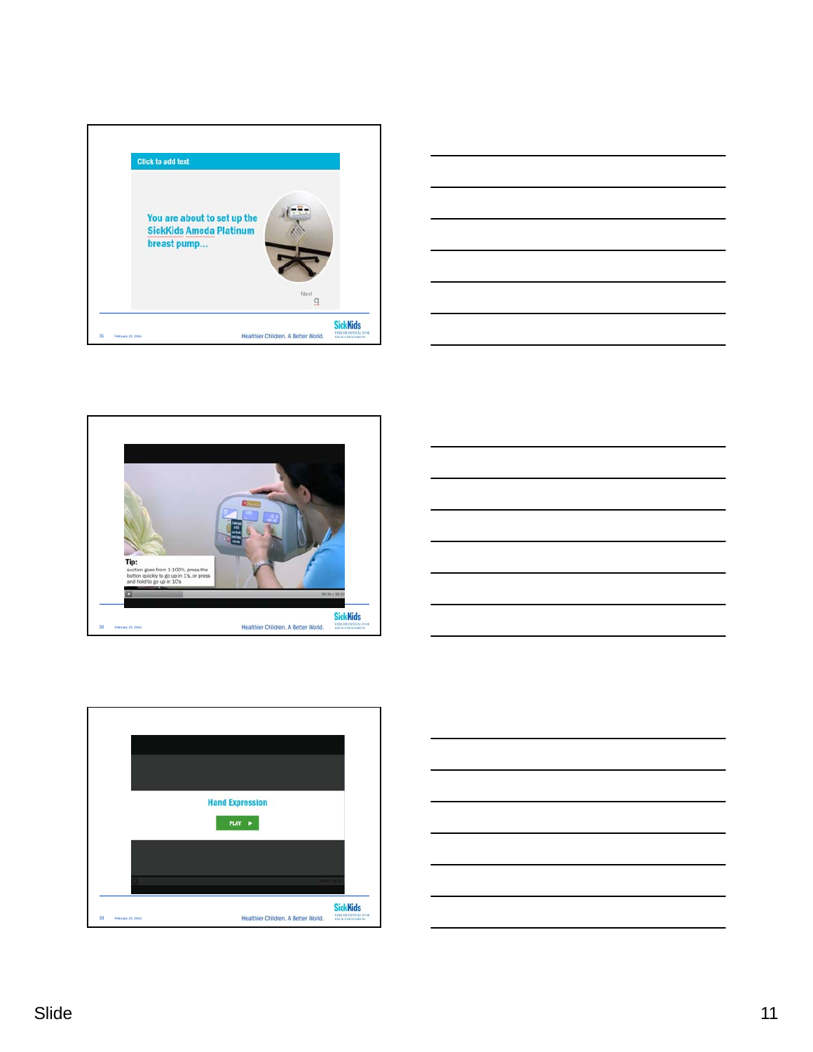Click to add text

You are about to set up the SickKids Ameda Platinum breast pump...

Next

Tip:
suction goes from 1-100%, press the button quickly to go up in 1's, or press and hold to go up in 10's

Hand Expression

PLAY ▶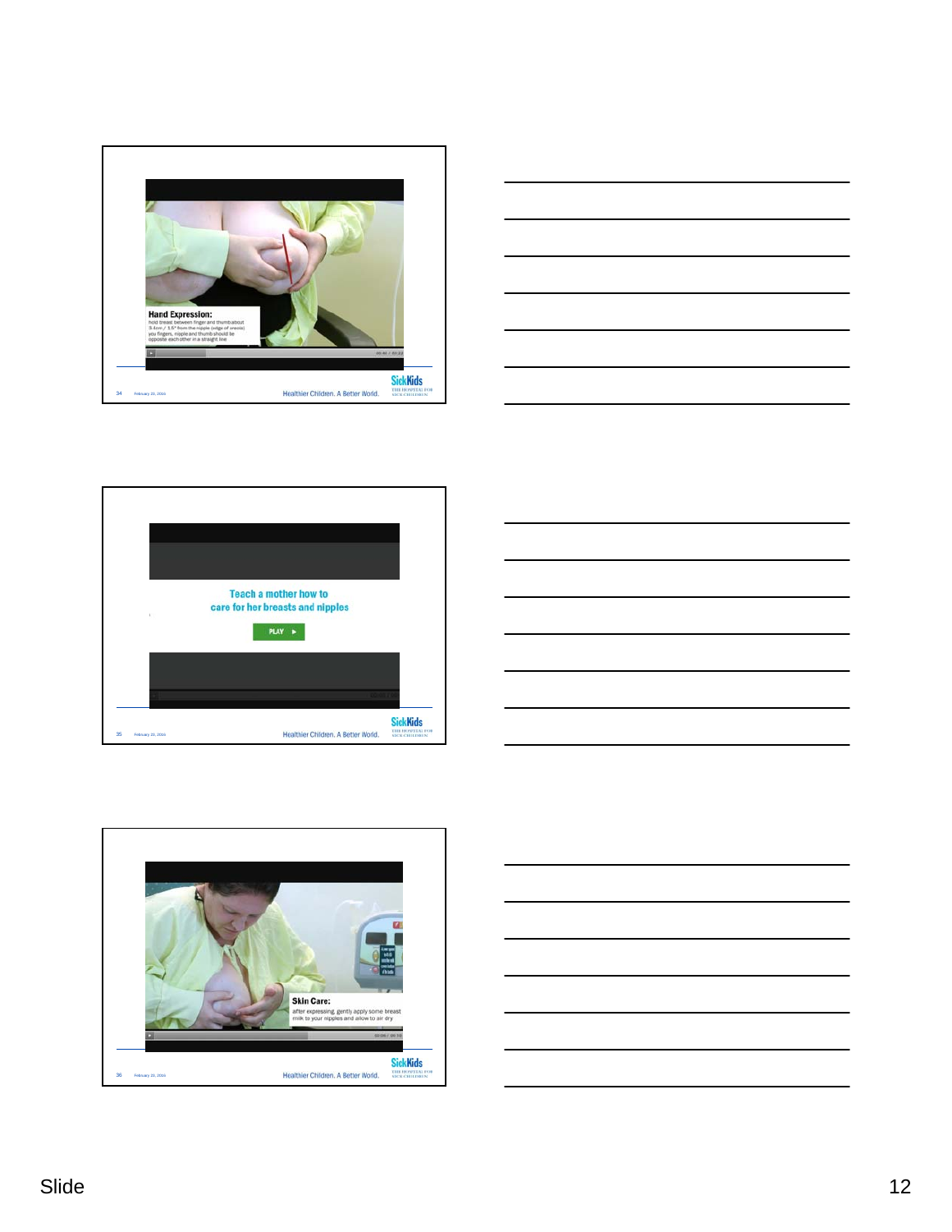**Hand Expression:**
hold breast between finger and thumb about 3.4cm / 1.5" from the nipple (edge of areola) you fingers, nipple and thumb should be opposite each other in a straight line

Healthier Children. A Better World.

Teach a mother how to care for her breasts and nipples

PLAY ▶

Healthier Children. A Better World.

**Skin Care:**
after expressing, gently apply some breast milk to your nipples and allow to air dry

Healthier Children. A Better World.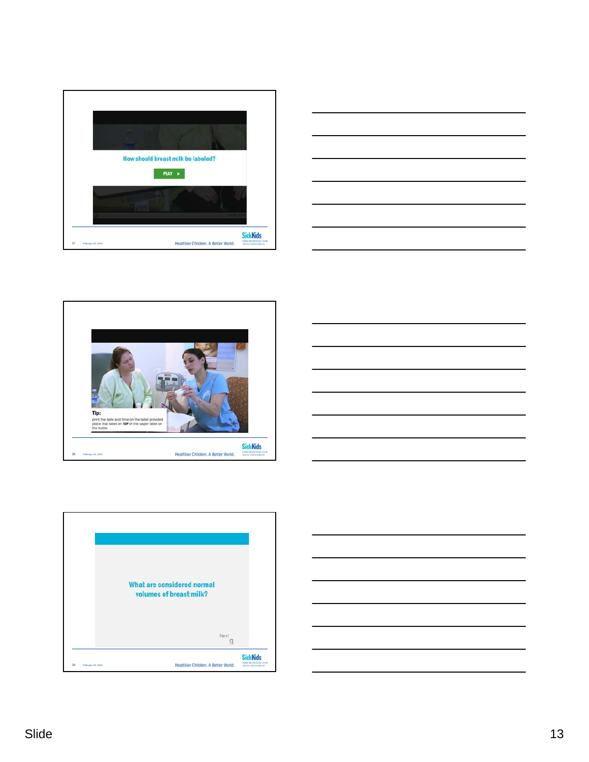How should breast milk be labeled?

PLAY ▶

Healthier Children. A Better World.

---

Tip:
print the date and time on the label provided
place that label on TOP of the paper label on the bottle

Healthier Children. A Better World.

---

What are considered normal volumes of breast milk?

Next

Healthier Children. A Better World.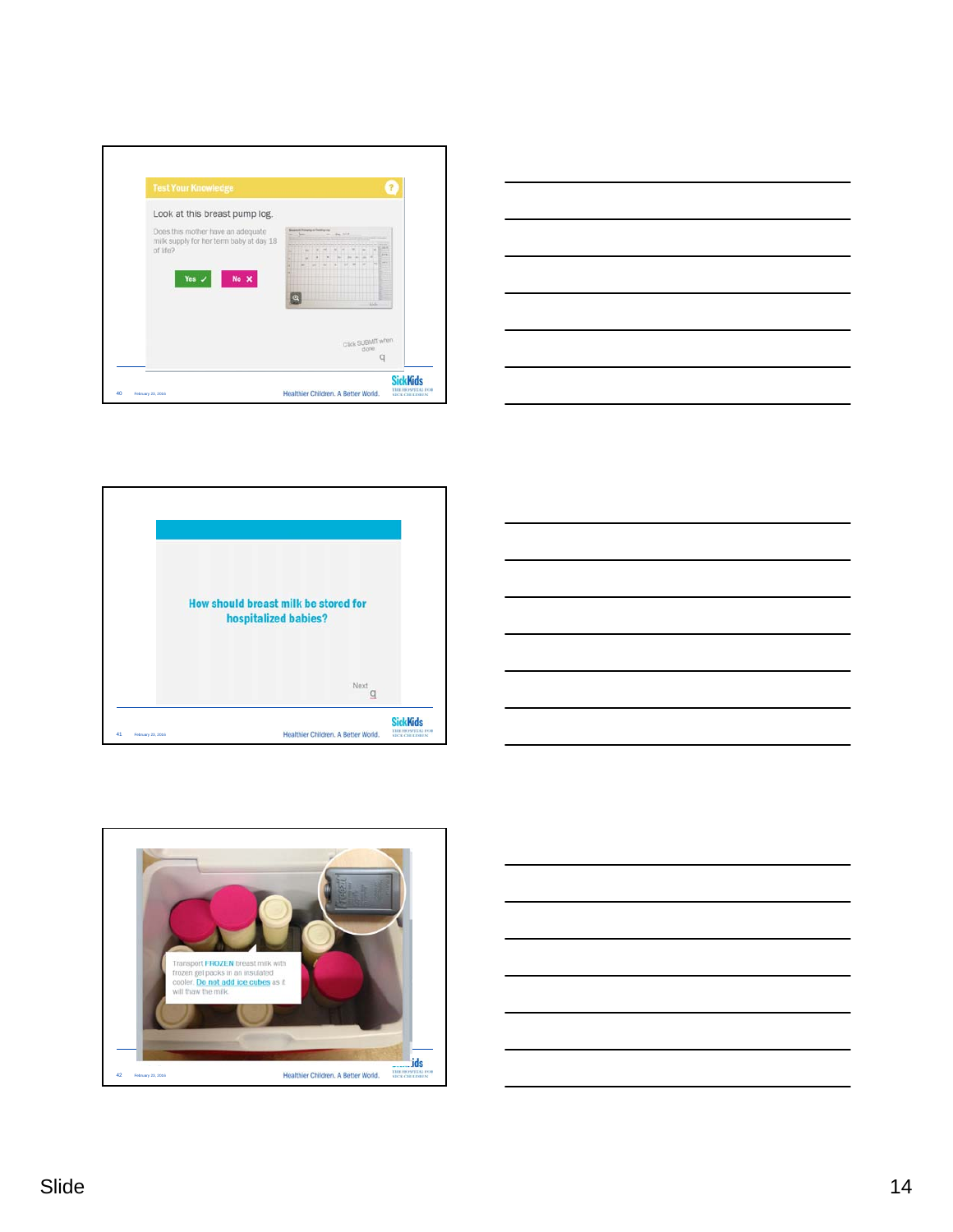**Test Your Knowledge**

Look at this breast pump log.

Does this mother have an adequate milk supply for her term baby at day 18 of life?

Yes ✓ No ✗

Click SUBMIT when done

Healthier Children. A Better World.

---

**How should breast milk be stored for hospitalized babies?**

Next

Healthier Children. A Better World.

---

Transport **FROZEN** breast milk with frozen gel packs in an insulated cooler. Do not add ice cubes as it will thaw the milk.

Healthier Children. A Better World.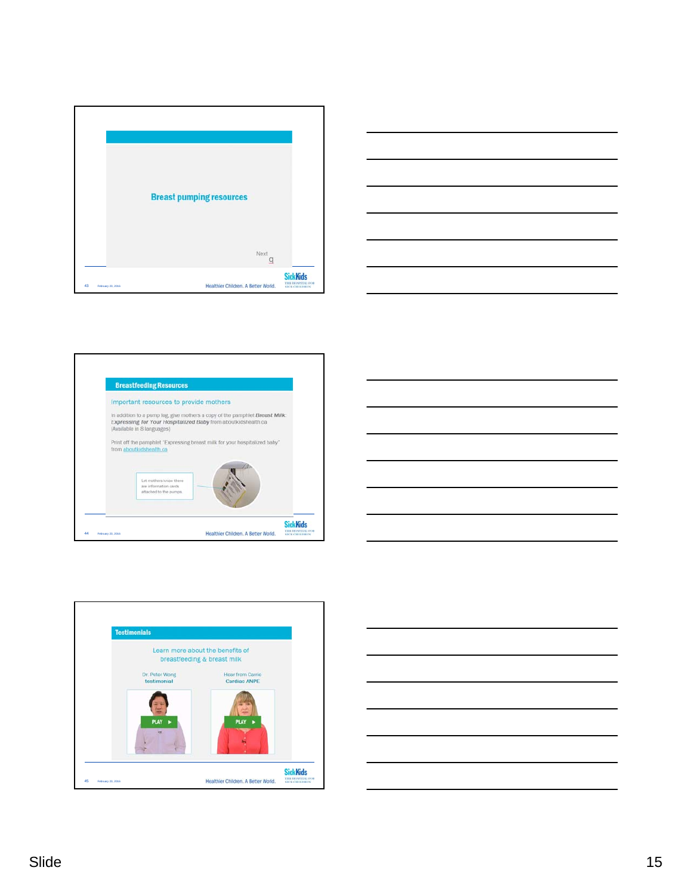## Breast pumping resources

Next

Healthier Children. A Better World.

## Breastfeeding Resources

Important resources to provide mothers

In addition to a pump log, give mothers a copy of the pamphlet *Breast Milk: Expressing for Your Hospitalized Baby* from aboutkidshealth.ca (Available in 8 languages)

Print off the pamphlet "Expressing breast milk for your hospitalized baby" from aboutkidshealth.ca

Let mothers know there are information cards attached to the pumps

Healthier Children. A Better World.

## Testimonials

Learn more about the benefits of breastfeeding & breast milk

Dr. Peter Wong testimonial

Hear from Carrie Cardiac ANPE

PLAY

PLAY

Healthier Children. A Better World.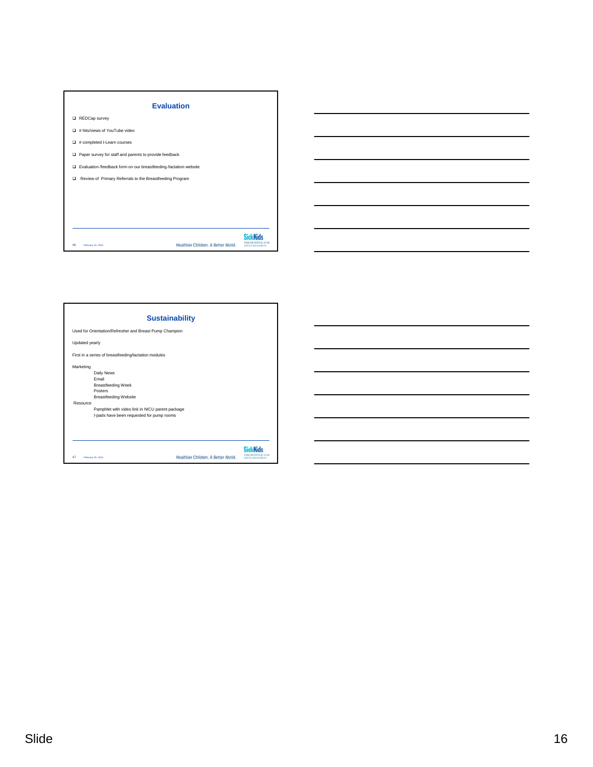## Evaluation

- REDCap survey
- # hits/views of YouTube video
- # completed I-Learn courses
- Paper survey for staff and parents to provide feedback
- Evaluation /feedback form on our breastfeeding /lactation website
- Review of Primary Referrals to the Breastfeeding Program

## Sustainability

Used for Orientation/Refresher and Breast Pump Champion

Updated yearly

First in a series of breastfeeding/lactation modules

Marketing

- Daily News
- Email
- Breastfeeding Week
- Posters
- Breastfeeding Website

Resource

- Pamphlet with video link in NICU parent package
- I-pads have been requested for pump rooms